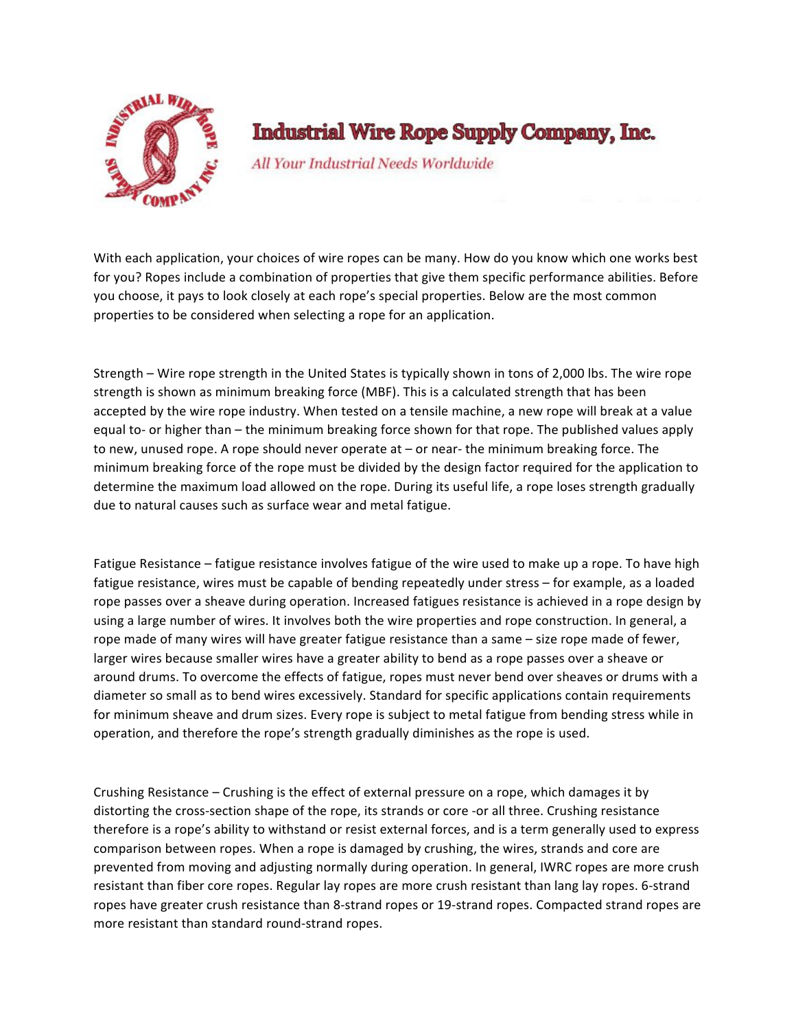# Industrial Wire Rope Supply Company, Inc.

*All Your Industrial Needs Worldwide*

With each application, your choices of wire ropes can be many. How do you know which one works best for you? Ropes include a combination of properties that give them specific performance abilities. Before you choose, it pays to look closely at each rope's special properties. Below are the most common properties to be considered when selecting a rope for an application.

Strength – Wire rope strength in the United States is typically shown in tons of 2,000 lbs. The wire rope strength is shown as minimum breaking force (MBF). This is a calculated strength that has been accepted by the wire rope industry. When tested on a tensile machine, a new rope will break at a value equal to- or higher than – the minimum breaking force shown for that rope. The published values apply to new, unused rope. A rope should never operate at – or near- the minimum breaking force. The minimum breaking force of the rope must be divided by the design factor required for the application to determine the maximum load allowed on the rope. During its useful life, a rope loses strength gradually due to natural causes such as surface wear and metal fatigue.

Fatigue Resistance – fatigue resistance involves fatigue of the wire used to make up a rope. To have high fatigue resistance, wires must be capable of bending repeatedly under stress – for example, as a loaded rope passes over a sheave during operation. Increased fatigues resistance is achieved in a rope design by using a large number of wires. It involves both the wire properties and rope construction. In general, a rope made of many wires will have greater fatigue resistance than a same – size rope made of fewer, larger wires because smaller wires have a greater ability to bend as a rope passes over a sheave or around drums. To overcome the effects of fatigue, ropes must never bend over sheaves or drums with a diameter so small as to bend wires excessively. Standard for specific applications contain requirements for minimum sheave and drum sizes. Every rope is subject to metal fatigue from bending stress while in operation, and therefore the rope's strength gradually diminishes as the rope is used.

Crushing Resistance – Crushing is the effect of external pressure on a rope, which damages it by distorting the cross-section shape of the rope, its strands or core -or all three. Crushing resistance therefore is a rope's ability to withstand or resist external forces, and is a term generally used to express comparison between ropes. When a rope is damaged by crushing, the wires, strands and core are prevented from moving and adjusting normally during operation. In general, IWRC ropes are more crush resistant than fiber core ropes. Regular lay ropes are more crush resistant than lang lay ropes. 6-strand ropes have greater crush resistance than 8-strand ropes or 19-strand ropes. Compacted strand ropes are more resistant than standard round-strand ropes.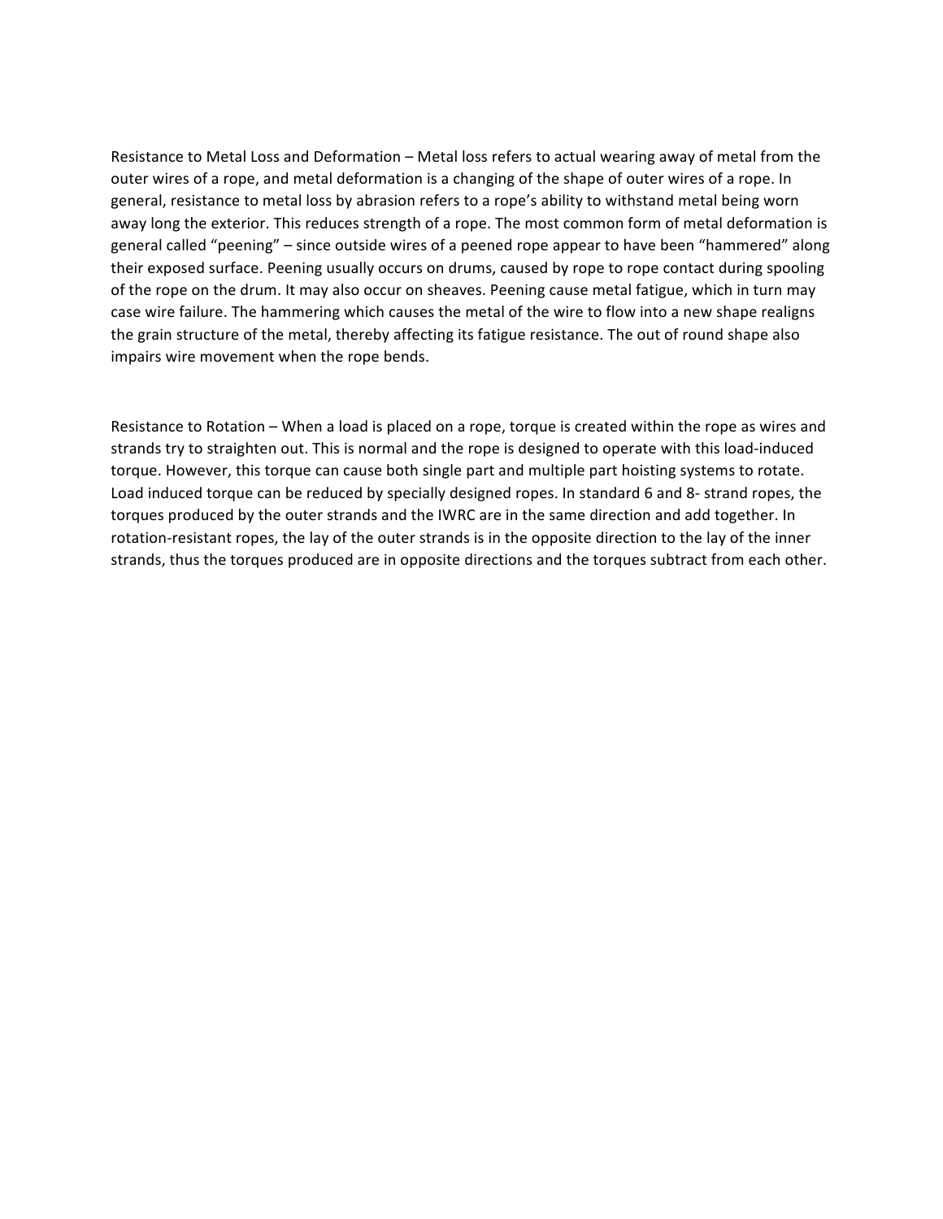Resistance to Metal Loss and Deformation – Metal loss refers to actual wearing away of metal from the outer wires of a rope, and metal deformation is a changing of the shape of outer wires of a rope. In general, resistance to metal loss by abrasion refers to a rope's ability to withstand metal being worn away long the exterior. This reduces strength of a rope. The most common form of metal deformation is general called "peening" – since outside wires of a peened rope appear to have been "hammered" along their exposed surface. Peening usually occurs on drums, caused by rope to rope contact during spooling of the rope on the drum. It may also occur on sheaves. Peening cause metal fatigue, which in turn may case wire failure. The hammering which causes the metal of the wire to flow into a new shape realigns the grain structure of the metal, thereby affecting its fatigue resistance. The out of round shape also impairs wire movement when the rope bends.

Resistance to Rotation – When a load is placed on a rope, torque is created within the rope as wires and strands try to straighten out. This is normal and the rope is designed to operate with this load-induced torque. However, this torque can cause both single part and multiple part hoisting systems to rotate. Load induced torque can be reduced by specially designed ropes. In standard 6 and 8- strand ropes, the torques produced by the outer strands and the IWRC are in the same direction and add together. In rotation-resistant ropes, the lay of the outer strands is in the opposite direction to the lay of the inner strands, thus the torques produced are in opposite directions and the torques subtract from each other.